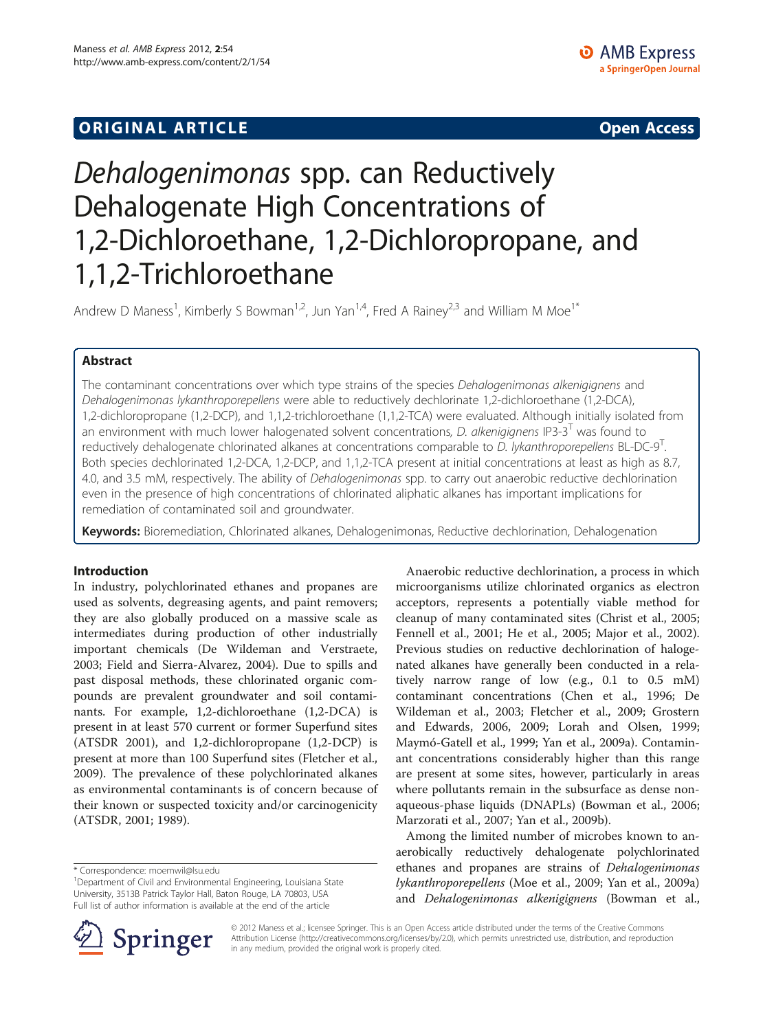## ORIGINAL ARTICLE **Open Access**

# *Dehalogenimonas* spp. can Reductively Dehalogenate High Concentrations of 1,2-Dichloroethane, 1,2-Dichloropropane, and 1,1,2-Trichloroethane

Andrew D Maness[1], Kimberly S Bowman[1,2], Jun Yan[1,4], Fred A Rainey[2,3] and William M Moe[1*]

## Abstract

The contaminant concentrations over which type strains of the species *Dehalogenimonas alkenigignens* and *Dehalogenimonas lykanthroporepellens* were able to reductively dechlorinate 1,2-dichloroethane (1,2-DCA), 1,2-dichloropropane (1,2-DCP), and 1,1,2-trichloroethane (1,1,2-TCA) were evaluated. Although initially isolated from an environment with much lower halogenated solvent concentrations, *D. alkenigignens* IP3-3$^T$ was found to reductively dehalogenate chlorinated alkanes at concentrations comparable to *D. lykanthroporepellens* BL-DC-9$^T$. Both species dechlorinated 1,2-DCA, 1,2-DCP, and 1,1,2-TCA present at initial concentrations at least as high as 8.7, 4.0, and 3.5 mM, respectively. The ability of *Dehalogenimonas* spp. to carry out anaerobic reductive dechlorination even in the presence of high concentrations of chlorinated aliphatic alkanes has important implications for remediation of contaminated soil and groundwater.

**Keywords:** Bioremediation, Chlorinated alkanes, Dehalogenimonas, Reductive dechlorination, Dehalogenation

## Introduction

In industry, polychlorinated ethanes and propanes are used as solvents, degreasing agents, and paint removers; they are also globally produced on a massive scale as intermediates during production of other industrially important chemicals (De Wildeman and Verstraete, 2003; Field and Sierra-Alvarez, 2004). Due to spills and past disposal methods, these chlorinated organic compounds are prevalent groundwater and soil contaminants. For example, 1,2-dichloroethane (1,2-DCA) is present in at least 570 current or former Superfund sites (ATSDR 2001), and 1,2-dichloropropane (1,2-DCP) is present at more than 100 Superfund sites (Fletcher et al., 2009). The prevalence of these polychlorinated alkanes as environmental contaminants is of concern because of their known or suspected toxicity and/or carcinogenicity (ATSDR, 2001; 1989).

Anaerobic reductive dechlorination, a process in which microorganisms utilize chlorinated organics as electron acceptors, represents a potentially viable method for cleanup of many contaminated sites (Christ et al., 2005; Fennell et al., 2001; He et al., 2005; Major et al., 2002). Previous studies on reductive dechlorination of halogenated alkanes have generally been conducted in a relatively narrow range of low (e.g., 0.1 to 0.5 mM) contaminant concentrations (Chen et al., 1996; De Wildeman et al., 2003; Fletcher et al., 2009; Grostern and Edwards, 2006, 2009; Lorah and Olsen, 1999; Maymó-Gatell et al., 1999; Yan et al., 2009a). Contaminant concentrations considerably higher than this range are present at some sites, however, particularly in areas where pollutants remain in the subsurface as dense non-aqueous-phase liquids (DNAPLs) (Bowman et al., 2006; Marzorati et al., 2007; Yan et al., 2009b).

Among the limited number of microbes known to anaerobically reductively dehalogenate polychlorinated ethanes and propanes are strains of *Dehalogenimonas lykanthroporepellens* (Moe et al., 2009; Yan et al., 2009a) and *Dehalogenimonas alkenigignens* (Bowman et al.,

\* Correspondence: moemwil@lsu.edu
[1]Department of Civil and Environmental Engineering, Louisiana State University, 3513B Patrick Taylor Hall, Baton Rouge, LA 70803, USA
Full list of author information is available at the end of the article

© 2012 Maness et al.; licensee Springer. This is an Open Access article distributed under the terms of the Creative Commons Attribution License (http://creativecommons.org/licenses/by/2.0), which permits unrestricted use, distribution, and reproduction in any medium, provided the original work is properly cited.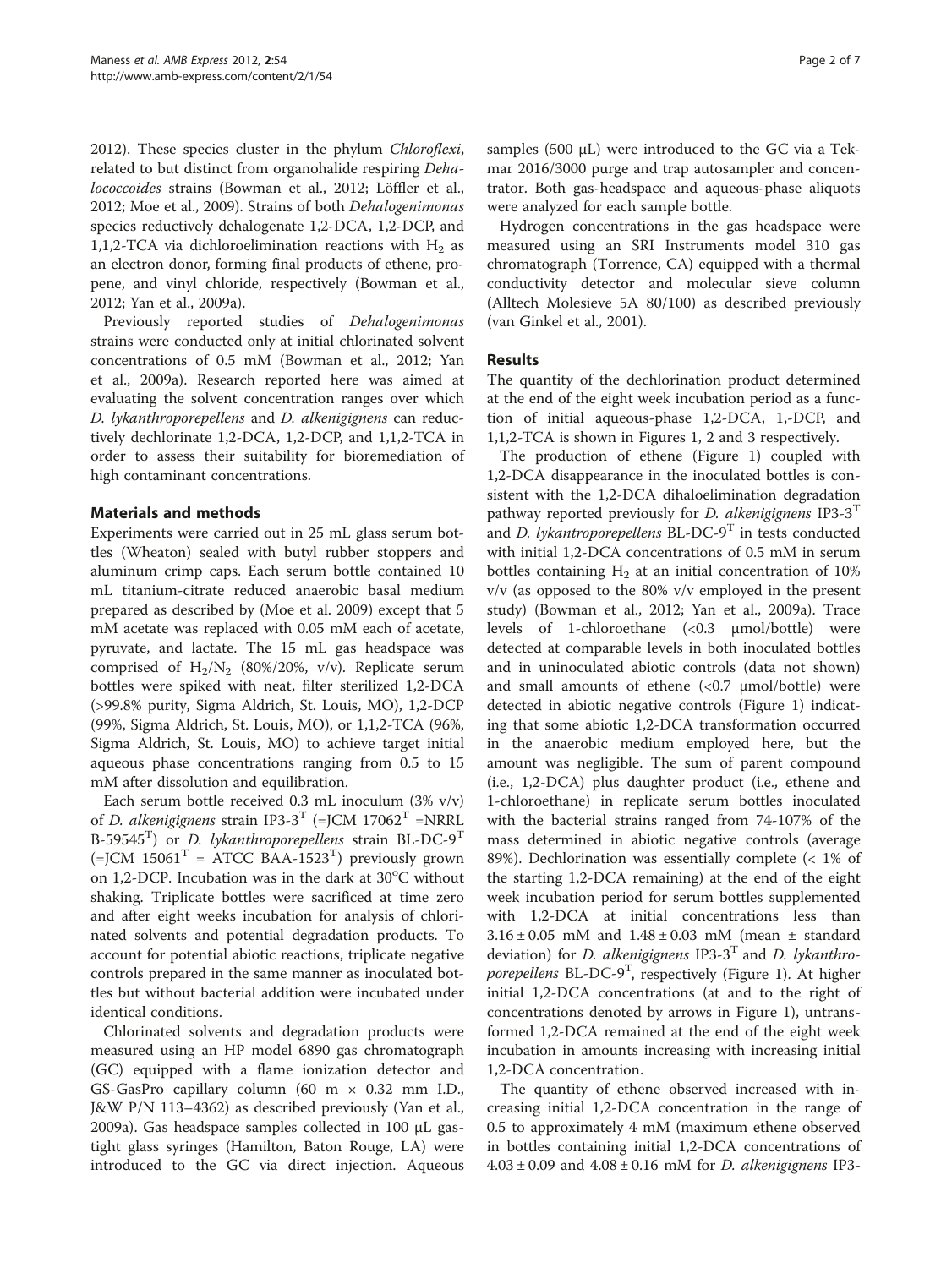2012). These species cluster in the phylum *Chloroflexi*, related to but distinct from organohalide respiring *Dehalococcoides* strains (Bowman et al., 2012; Löffler et al., 2012; Moe et al., 2009). Strains of both *Dehalogenimonas* species reductively dehalogenate 1,2-DCA, 1,2-DCP, and 1,1,2-TCA via dichloroelimination reactions with $H_2$ as an electron donor, forming final products of ethene, propene, and vinyl chloride, respectively (Bowman et al., 2012; Yan et al., 2009a).

Previously reported studies of *Dehalogenimonas* strains were conducted only at initial chlorinated solvent concentrations of 0.5 mM (Bowman et al., 2012; Yan et al., 2009a). Research reported here was aimed at evaluating the solvent concentration ranges over which *D. lykanthroporepellens* and *D. alkenigignens* can reductively dechlorinate 1,2-DCA, 1,2-DCP, and 1,1,2-TCA in order to assess their suitability for bioremediation of high contaminant concentrations.

## Materials and methods

Experiments were carried out in 25 mL glass serum bottles (Wheaton) sealed with butyl rubber stoppers and aluminum crimp caps. Each serum bottle contained 10 mL titanium-citrate reduced anaerobic basal medium prepared as described by (Moe et al. 2009) except that 5 mM acetate was replaced with 0.05 mM each of acetate, pyruvate, and lactate. The 15 mL gas headspace was comprised of $H_2/N_2$ (80%/20%, v/v). Replicate serum bottles were spiked with neat, filter sterilized 1,2-DCA (>99.8% purity, Sigma Aldrich, St. Louis, MO), 1,2-DCP (99%, Sigma Aldrich, St. Louis, MO), or 1,1,2-TCA (96%, Sigma Aldrich, St. Louis, MO) to achieve target initial aqueous phase concentrations ranging from 0.5 to 15 mM after dissolution and equilibration.

Each serum bottle received 0.3 mL inoculum (3% v/v) of *D. alkenigignens* strain IP3-3$^T$ (=JCM 17062$^T$ =NRRL B-59545$^T$) or *D. lykanthroporepellens* strain BL-DC-9$^T$ (=JCM 15061$^T$ = ATCC BAA-1523$^T$) previously grown on 1,2-DCP. Incubation was in the dark at 30°C without shaking. Triplicate bottles were sacrificed at time zero and after eight weeks incubation for analysis of chlorinated solvents and potential degradation products. To account for potential abiotic reactions, triplicate negative controls prepared in the same manner as inoculated bottles but without bacterial addition were incubated under identical conditions.

Chlorinated solvents and degradation products were measured using an HP model 6890 gas chromatograph (GC) equipped with a flame ionization detector and GS-GasPro capillary column (60 m × 0.32 mm I.D., J&W P/N 113–4362) as described previously (Yan et al., 2009a). Gas headspace samples collected in 100 μL gas-tight glass syringes (Hamilton, Baton Rouge, LA) were introduced to the GC via direct injection. Aqueous samples (500 μL) were introduced to the GC via a Tekmar 2016/3000 purge and trap autosampler and concentrator. Both gas-headspace and aqueous-phase aliquots were analyzed for each sample bottle.

Hydrogen concentrations in the gas headspace were measured using an SRI Instruments model 310 gas chromatograph (Torrence, CA) equipped with a thermal conductivity detector and molecular sieve column (Alltech Molesieve 5A 80/100) as described previously (van Ginkel et al., 2001).

## Results

The quantity of the dechlorination product determined at the end of the eight week incubation period as a function of initial aqueous-phase 1,2-DCA, 1,-DCP, and 1,1,2-TCA is shown in Figures 1, 2 and 3 respectively.

The production of ethene (Figure 1) coupled with 1,2-DCA disappearance in the inoculated bottles is consistent with the 1,2-DCA dihaloelimination degradation pathway reported previously for *D. alkenigignens* IP3-3$^T$ and *D. lykantroporepellens* BL-DC-9$^T$ in tests conducted with initial 1,2-DCA concentrations of 0.5 mM in serum bottles containing $H_2$ at an initial concentration of 10% v/v (as opposed to the 80% v/v employed in the present study) (Bowman et al., 2012; Yan et al., 2009a). Trace levels of 1-chloroethane (<0.3 μmol/bottle) were detected at comparable levels in both inoculated bottles and in uninoculated abiotic controls (data not shown) and small amounts of ethene (<0.7 μmol/bottle) were detected in abiotic negative controls (Figure 1) indicating that some abiotic 1,2-DCA transformation occurred in the anaerobic medium employed here, but the amount was negligible. The sum of parent compound (i.e., 1,2-DCA) plus daughter product (i.e., ethene and 1-chloroethane) in replicate serum bottles inoculated with the bacterial strains ranged from 74-107% of the mass determined in abiotic negative controls (average 89%). Dechlorination was essentially complete (< 1% of the starting 1,2-DCA remaining) at the end of the eight week incubation period for serum bottles supplemented with 1,2-DCA at initial concentrations less than 3.16 ± 0.05 mM and 1.48 ± 0.03 mM (mean ± standard deviation) for *D. alkenigignens* IP3-3$^T$ and *D. lykanthroporepellens* BL-DC-9$^T$, respectively (Figure 1). At higher initial 1,2-DCA concentrations (at and to the right of concentrations denoted by arrows in Figure 1), untransformed 1,2-DCA remained at the end of the eight week incubation in amounts increasing with increasing initial 1,2-DCA concentration.

The quantity of ethene observed increased with increasing initial 1,2-DCA concentration in the range of 0.5 to approximately 4 mM (maximum ethene observed in bottles containing initial 1,2-DCA concentrations of 4.03 ± 0.09 and 4.08 ± 0.16 mM for *D. alkenigignens* IP3-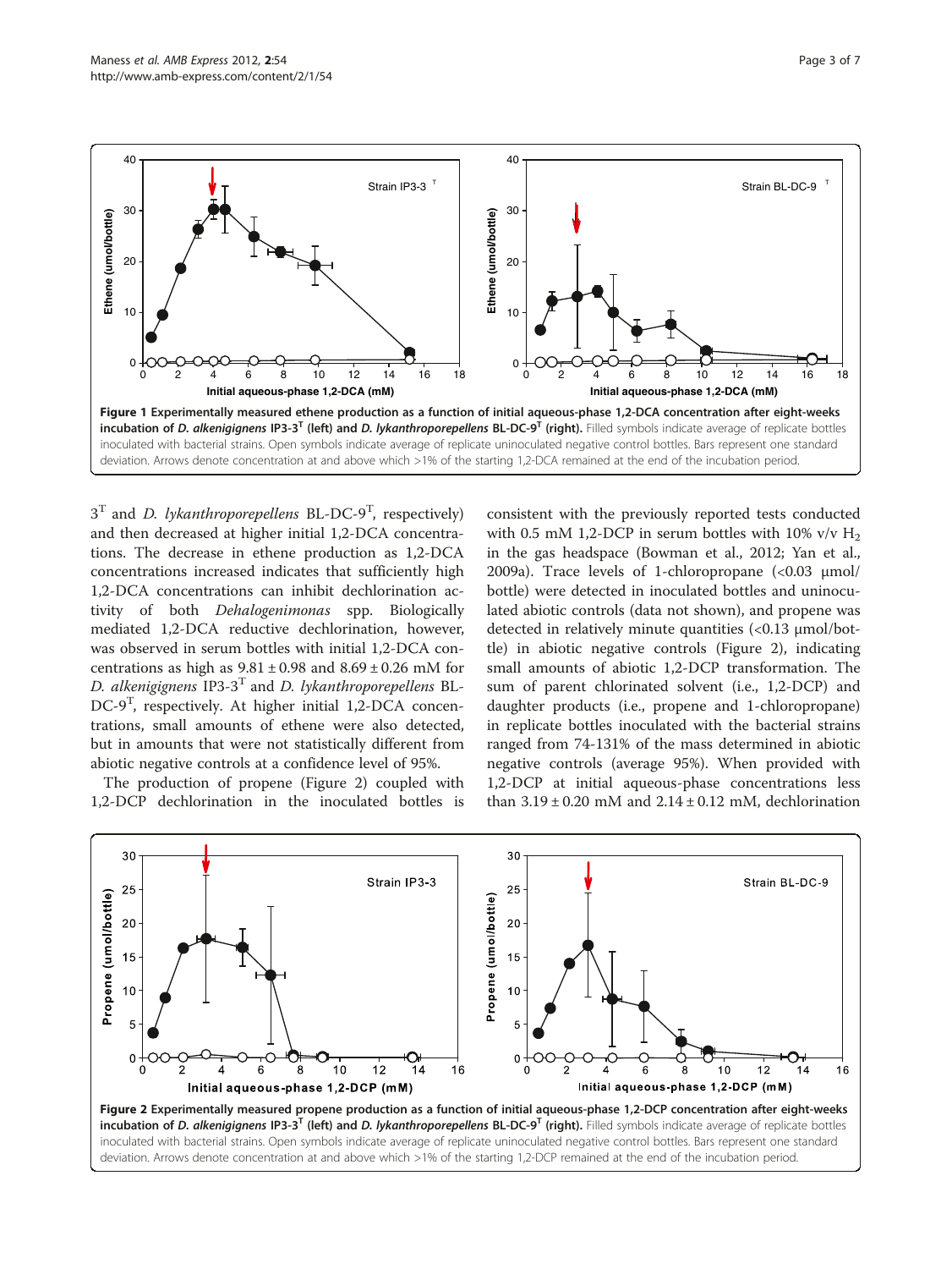**Figure 1 Experimentally measured ethene production as a function of initial aqueous-phase 1,2-DCA concentration after eight-weeks incubation of *D. alkenigignens* IP3-3$^T$ (left) and *D. lykanthroporepellens* BL-DC-9$^T$ (right).** Filled symbols indicate average of replicate bottles inoculated with bacterial strains. Open symbols indicate average of replicate uninoculated negative control bottles. Bars represent one standard deviation. Arrows denote concentration at and above which >1% of the starting 1,2-DCA remained at the end of the incubation period.

3$^T$ and *D. lykanthroporepellens* BL-DC-9$^T$, respectively) and then decreased at higher initial 1,2-DCA concentrations. The decrease in ethene production as 1,2-DCA concentrations increased indicates that sufficiently high 1,2-DCA concentrations can inhibit dechlorination activity of both *Dehalogenimonas* spp. Biologically mediated 1,2-DCA reductive dechlorination, however, was observed in serum bottles with initial 1,2-DCA concentrations as high as 9.81 ± 0.98 and 8.69 ± 0.26 mM for *D. alkenigignens* IP3-3$^T$ and *D. lykanthroporepellens* BL-DC-9$^T$, respectively. At higher initial 1,2-DCA concentrations, small amounts of ethene were also detected, but in amounts that were not statistically different from abiotic negative controls at a confidence level of 95%.

The production of propene (Figure 2) coupled with 1,2-DCP dechlorination in the inoculated bottles is consistent with the previously reported tests conducted with 0.5 mM 1,2-DCP in serum bottles with 10% v/v $H_2$ in the gas headspace (Bowman et al., 2012; Yan et al., 2009a). Trace levels of 1-chloropropane (<0.03 μmol/bottle) were detected in inoculated bottles and uninoculated abiotic controls (data not shown), and propene was detected in relatively minute quantities (<0.13 μmol/bottle) in abiotic negative controls (Figure 2), indicating small amounts of abiotic 1,2-DCP transformation. The sum of parent chlorinated solvent (i.e., 1,2-DCP) and daughter products (i.e., propene and 1-chloropropane) in replicate bottles inoculated with the bacterial strains ranged from 74-131% of the mass determined in abiotic negative controls (average 95%). When provided with 1,2-DCP at initial aqueous-phase concentrations less than 3.19 ± 0.20 mM and 2.14 ± 0.12 mM, dechlorination

**Figure 2 Experimentally measured propene production as a function of initial aqueous-phase 1,2-DCP concentration after eight-weeks incubation of *D. alkenigignens* IP3-3$^T$ (left) and *D. lykanthroporepellens* BL-DC-9$^T$ (right).** Filled symbols indicate average of replicate bottles inoculated with bacterial strains. Open symbols indicate average of replicate uninoculated negative control bottles. Bars represent one standard deviation. Arrows denote concentration at and above which >1% of the starting 1,2-DCP remained at the end of the incubation period.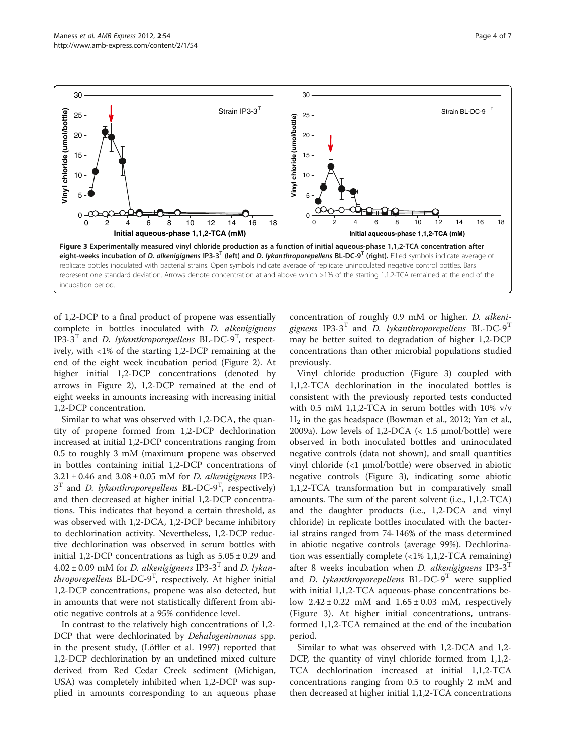**Figure 3 Experimentally measured vinyl chloride production as a function of initial aqueous-phase 1,1,2-TCA concentration after eight-weeks incubation of *D. alkenigignens* IP3-3$^T$ (left) and *D. lykanthroporepellens* BL-DC-9$^T$ (right).** Filled symbols indicate average of replicate bottles inoculated with bacterial strains. Open symbols indicate average of replicate uninoculated negative control bottles. Bars represent one standard deviation. Arrows denote concentration at and above which >1% of the starting 1,1,2-TCA remained at the end of the incubation period.

of 1,2-DCP to a final product of propene was essentially complete in bottles inoculated with *D. alkenigignens* IP3-3$^T$ and *D. lykanthroporepellens* BL-DC-9$^T$, respectively, with <1% of the starting 1,2-DCP remaining at the end of the eight week incubation period (Figure 2). At higher initial 1,2-DCP concentrations (denoted by arrows in Figure 2), 1,2-DCP remained at the end of eight weeks in amounts increasing with increasing initial 1,2-DCP concentration.

Similar to what was observed with 1,2-DCA, the quantity of propene formed from 1,2-DCP dechlorination increased at initial 1,2-DCP concentrations ranging from 0.5 to roughly 3 mM (maximum propene was observed in bottles containing initial 1,2-DCP concentrations of $3.21 \pm 0.46$ and $3.08 \pm 0.05$ mM for *D. alkenigignens* IP3-3$^T$ and *D. lykanthroporepellens* BL-DC-9$^T$, respectively) and then decreased at higher initial 1,2-DCP concentrations. This indicates that beyond a certain threshold, as was observed with 1,2-DCA, 1,2-DCP became inhibitory to dechlorination activity. Nevertheless, 1,2-DCP reductive dechlorination was observed in serum bottles with initial 1,2-DCP concentrations as high as $5.05 \pm 0.29$ and $4.02 \pm 0.09$ mM for *D. alkenigignens* IP3-3$^T$ and *D. lykanthroporepellens* BL-DC-9$^T$, respectively. At higher initial 1,2-DCP concentrations, propene was also detected, but in amounts that were not statistically different from abiotic negative controls at a 95% confidence level.

In contrast to the relatively high concentrations of 1,2-DCP that were dechlorinated by *Dehalogenimonas* spp. in the present study, (Löffler et al. 1997) reported that 1,2-DCP dechlorination by an undefined mixed culture derived from Red Cedar Creek sediment (Michigan, USA) was completely inhibited when 1,2-DCP was supplied in amounts corresponding to an aqueous phase concentration of roughly 0.9 mM or higher. *D. alkenigignens* IP3-3$^T$ and *D. lykanthroporepellens* BL-DC-9$^T$ may be better suited to degradation of higher 1,2-DCP concentrations than other microbial populations studied previously.

Vinyl chloride production (Figure 3) coupled with 1,1,2-TCA dechlorination in the inoculated bottles is consistent with the previously reported tests conducted with 0.5 mM 1,1,2-TCA in serum bottles with 10% v/v $H_2$ in the gas headspace (Bowman et al., 2012; Yan et al., 2009a). Low levels of 1,2-DCA (< 1.5 μmol/bottle) were observed in both inoculated bottles and uninoculated negative controls (data not shown), and small quantities vinyl chloride (<1 μmol/bottle) were observed in abiotic negative controls (Figure 3), indicating some abiotic 1,1,2-TCA transformation but in comparatively small amounts. The sum of the parent solvent (i.e., 1,1,2-TCA) and the daughter products (i.e., 1,2-DCA and vinyl chloride) in replicate bottles inoculated with the bacterial strains ranged from 74-146% of the mass determined in abiotic negative controls (average 99%). Dechlorination was essentially complete (<1% 1,1,2-TCA remaining) after 8 weeks incubation when *D. alkenigignens* IP3-3$^T$ and *D. lykanthroporepellens* BL-DC-9$^T$ were supplied with initial 1,1,2-TCA aqueous-phase concentrations below $2.42 \pm 0.22$ mM and $1.65 \pm 0.03$ mM, respectively (Figure 3). At higher initial concentrations, untransformed 1,1,2-TCA remained at the end of the incubation period.

Similar to what was observed with 1,2-DCA and 1,2-DCP, the quantity of vinyl chloride formed from 1,1,2-TCA dechlorination increased at initial 1,1,2-TCA concentrations ranging from 0.5 to roughly 2 mM and then decreased at higher initial 1,1,2-TCA concentrations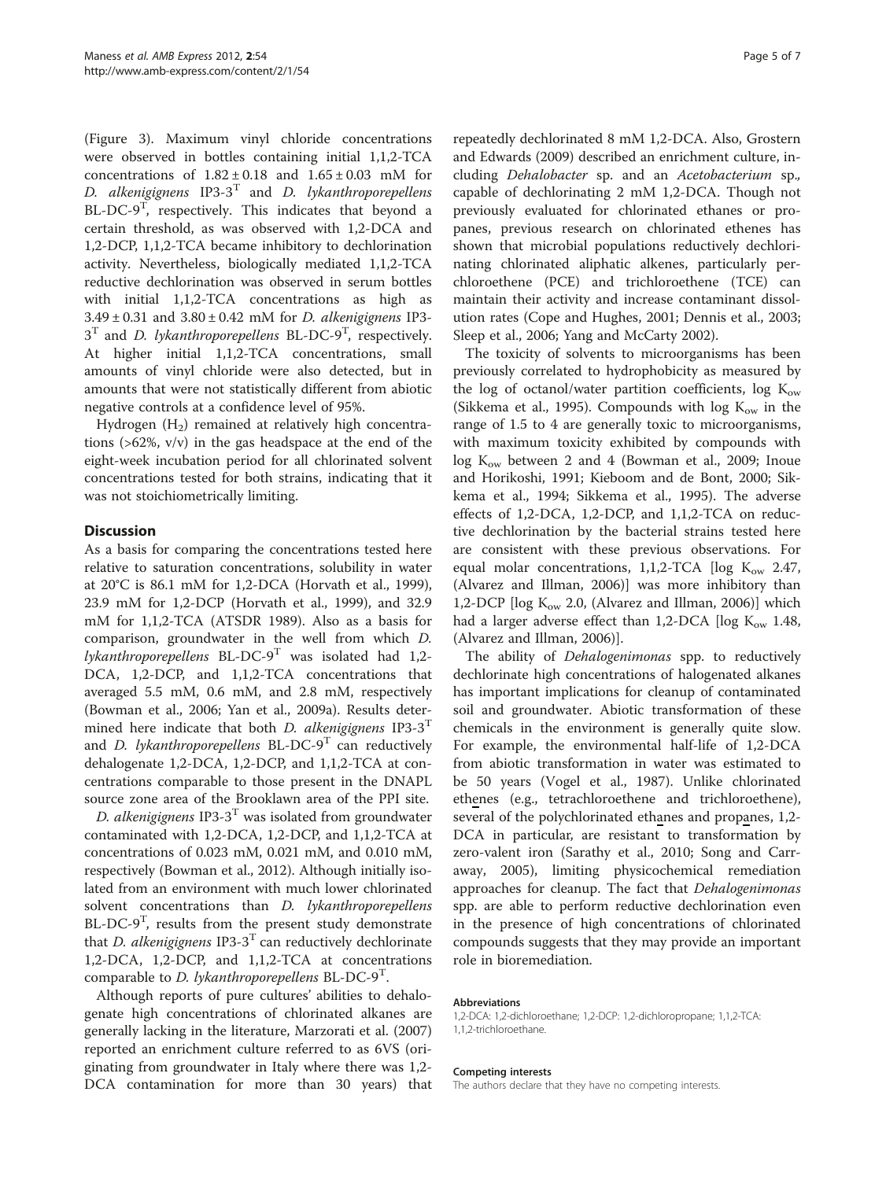(Figure 3). Maximum vinyl chloride concentrations were observed in bottles containing initial 1,1,2-TCA concentrations of $1.82 \pm 0.18$ and $1.65 \pm 0.03$ mM for *D. alkenigignens* IP3-3$^T$ and *D. lykanthroporepellens* BL-DC-9$^T$, respectively. This indicates that beyond a certain threshold, as was observed with 1,2-DCA and 1,2-DCP, 1,1,2-TCA became inhibitory to dechlorination activity. Nevertheless, biologically mediated 1,1,2-TCA reductive dechlorination was observed in serum bottles with initial 1,1,2-TCA concentrations as high as $3.49 \pm 0.31$ and $3.80 \pm 0.42$ mM for *D. alkenigignens* IP3-3$^T$ and *D. lykanthroporepellens* BL-DC-9$^T$, respectively. At higher initial 1,1,2-TCA concentrations, small amounts of vinyl chloride were also detected, but in amounts that were not statistically different from abiotic negative controls at a confidence level of 95%.

Hydrogen ($H_2$) remained at relatively high concentrations (>62%, v/v) in the gas headspace at the end of the eight-week incubation period for all chlorinated solvent concentrations tested for both strains, indicating that it was not stoichiometrically limiting.

## Discussion

As a basis for comparing the concentrations tested here relative to saturation concentrations, solubility in water at 20°C is 86.1 mM for 1,2-DCA (Horvath et al., 1999), 23.9 mM for 1,2-DCP (Horvath et al., 1999), and 32.9 mM for 1,1,2-TCA (ATSDR 1989). Also as a basis for comparison, groundwater in the well from which *D. lykanthroporepellens* BL-DC-9$^T$ was isolated had 1,2-DCA, 1,2-DCP, and 1,1,2-TCA concentrations that averaged 5.5 mM, 0.6 mM, and 2.8 mM, respectively (Bowman et al., 2006; Yan et al., 2009a). Results determined here indicate that both *D. alkenigignens* IP3-3$^T$ and *D. lykanthroporepellens* BL-DC-9$^T$ can reductively dehalogenate 1,2-DCA, 1,2-DCP, and 1,1,2-TCA at concentrations comparable to those present in the DNAPL source zone area of the Brooklawn area of the PPI site.

*D. alkenigignens* IP3-3$^T$ was isolated from groundwater contaminated with 1,2-DCA, 1,2-DCP, and 1,1,2-TCA at concentrations of 0.023 mM, 0.021 mM, and 0.010 mM, respectively (Bowman et al., 2012). Although initially isolated from an environment with much lower chlorinated solvent concentrations than *D. lykanthroporepellens* BL-DC-9$^T$, results from the present study demonstrate that *D. alkenigignens* IP3-3$^T$ can reductively dechlorinate 1,2-DCA, 1,2-DCP, and 1,1,2-TCA at concentrations comparable to *D. lykanthroporepellens* BL-DC-9$^T$.

Although reports of pure cultures' abilities to dehalogenate high concentrations of chlorinated alkanes are generally lacking in the literature, Marzorati et al. (2007) reported an enrichment culture referred to as 6VS (originating from groundwater in Italy where there was 1,2-DCA contamination for more than 30 years) that repeatedly dechlorinated 8 mM 1,2-DCA. Also, Grostern and Edwards (2009) described an enrichment culture, including *Dehalobacter* sp. and an *Acetobacterium* sp., capable of dechlorinating 2 mM 1,2-DCA. Though not previously evaluated for chlorinated ethanes or propanes, previous research on chlorinated ethenes has shown that microbial populations reductively dechlorinating chlorinated aliphatic alkenes, particularly perchloroethene (PCE) and trichloroethene (TCE) can maintain their activity and increase contaminant dissolution rates (Cope and Hughes, 2001; Dennis et al., 2003; Sleep et al., 2006; Yang and McCarty 2002).

The toxicity of solvents to microorganisms has been previously correlated to hydrophobicity as measured by the log of octanol/water partition coefficients, log $K_{ow}$ (Sikkema et al., 1995). Compounds with log $K_{ow}$ in the range of 1.5 to 4 are generally toxic to microorganisms, with maximum toxicity exhibited by compounds with log $K_{ow}$ between 2 and 4 (Bowman et al., 2009; Inoue and Horikoshi, 1991; Kieboom and de Bont, 2000; Sikkema et al., 1994; Sikkema et al., 1995). The adverse effects of 1,2-DCA, 1,2-DCP, and 1,1,2-TCA on reductive dechlorination by the bacterial strains tested here are consistent with these previous observations. For equal molar concentrations, 1,1,2-TCA [log $K_{ow}$ 2.47, (Alvarez and Illman, 2006)] was more inhibitory than 1,2-DCP [log $K_{ow}$ 2.0, (Alvarez and Illman, 2006)] which had a larger adverse effect than 1,2-DCA [log $K_{ow}$ 1.48, (Alvarez and Illman, 2006)].

The ability of *Dehalogenimonas* spp. to reductively dechlorinate high concentrations of halogenated alkanes has important implications for cleanup of contaminated soil and groundwater. Abiotic transformation of these chemicals in the environment is generally quite slow. For example, the environmental half-life of 1,2-DCA from abiotic transformation in water was estimated to be 50 years (Vogel et al., 1987). Unlike chlorinated eth<u>e</u>nes (e.g., tetrachloroethene and trichloroethene), several of the polychlorinated eth<u>a</u>nes and prop<u>a</u>nes, 1,2-DCA in particular, are resistant to transformation by zero-valent iron (Sarathy et al., 2010; Song and Carraway, 2005), limiting physicochemical remediation approaches for cleanup. The fact that *Dehalogenimonas* spp. are able to perform reductive dechlorination even in the presence of high concentrations of chlorinated compounds suggests that they may provide an important role in bioremediation.

#### Abbreviations

1,2-DCA: 1,2-dichloroethane; 1,2-DCP: 1,2-dichloropropane; 1,1,2-TCA: 1,1,2-trichloroethane.

#### Competing interests

The authors declare that they have no competing interests.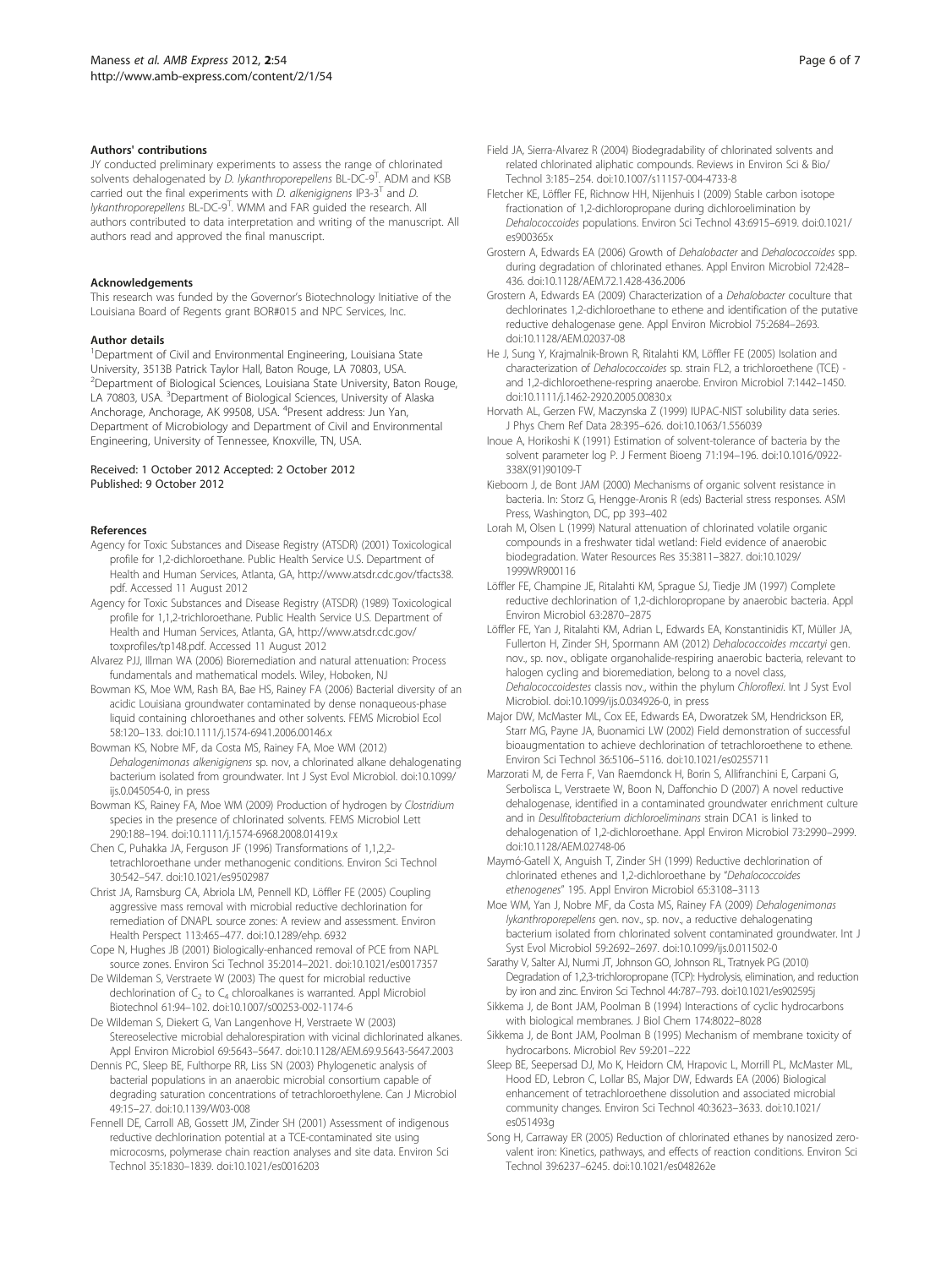### Authors' contributions

JY conducted preliminary experiments to assess the range of chlorinated solvents dehalogenated by *D. lykanthroporepellens* BL-DC-9[T]. ADM and KSB carried out the final experiments with *D. alkenigignens* IP3-3[T] and *D. lykanthroporepellens* BL-DC-9[T]. WMM and FAR guided the research. All authors contributed to data interpretation and writing of the manuscript. All authors read and approved the final manuscript.

### Acknowledgements

This research was funded by the Governor's Biotechnology Initiative of the Louisiana Board of Regents grant BOR#015 and NPC Services, Inc.

### Author details

[1]Department of Civil and Environmental Engineering, Louisiana State University, 3513B Patrick Taylor Hall, Baton Rouge, LA 70803, USA. [2]Department of Biological Sciences, Louisiana State University, Baton Rouge, LA 70803, USA. [3]Department of Biological Sciences, University of Alaska Anchorage, Anchorage, AK 99508, USA. [4]Present address: Jun Yan, Department of Microbiology and Department of Civil and Environmental Engineering, University of Tennessee, Knoxville, TN, USA.

Received: 1 October 2012 Accepted: 2 October 2012
Published: 9 October 2012

### References

- Agency for Toxic Substances and Disease Registry (ATSDR) (2001) Toxicological profile for 1,2-dichloroethane. Public Health Service U.S. Department of Health and Human Services, Atlanta, GA, http://www.atsdr.cdc.gov/tfacts38.pdf. Accessed 11 August 2012
- Agency for Toxic Substances and Disease Registry (ATSDR) (1989) Toxicological profile for 1,1,2-trichloroethane. Public Health Service U.S. Department of Health and Human Services, Atlanta, GA, http://www.atsdr.cdc.gov/toxprofiles/tp148.pdf. Accessed 11 August 2012
- Alvarez PJJ, Illman WA (2006) Bioremediation and natural attenuation: Process fundamentals and mathematical models. Wiley, Hoboken, NJ
- Bowman KS, Moe WM, Rash BA, Bae HS, Rainey FA (2006) Bacterial diversity of an acidic Louisiana groundwater contaminated by dense nonaqueous-phase liquid containing chloroethanes and other solvents. FEMS Microbiol Ecol 58:120–133. doi:10.1111/j.1574-6941.2006.00146.x
- Bowman KS, Nobre MF, da Costa MS, Rainey FA, Moe WM (2012) *Dehalogenimonas alkenigignens* sp. nov, a chlorinated alkane dehalogenating bacterium isolated from groundwater. Int J Syst Evol Microbiol. doi:10.1099/ijs.0.045054-0, in press
- Bowman KS, Rainey FA, Moe WM (2009) Production of hydrogen by *Clostridium* species in the presence of chlorinated solvents. FEMS Microbiol Lett 290:188–194. doi:10.1111/j.1574-6968.2008.01419.x
- Chen C, Puhakka JA, Ferguson JF (1996) Transformations of 1,1,2,2-tetrachloroethane under methanogenic conditions. Environ Sci Technol 30:542–547. doi:10.1021/es9502987
- Christ JA, Ramsburg CA, Abriola LM, Pennell KD, Löffler FE (2005) Coupling aggressive mass removal with microbial reductive dechlorination for remediation of DNAPL source zones: A review and assessment. Environ Health Perspect 113:465–477. doi:10.1289/ehp. 6932
- Cope N, Hughes JB (2001) Biologically-enhanced removal of PCE from NAPL source zones. Environ Sci Technol 35:2014–2021. doi:10.1021/es0017357
- De Wildeman S, Verstraete W (2003) The quest for microbial reductive dechlorination of $C_2$ to $C_4$ chloroalkanes is warranted. Appl Microbiol Biotechnol 61:94–102. doi:10.1007/s00253-002-1174-6
- De Wildeman S, Diekert G, Van Langenhove H, Verstraete W (2003) Stereoselective microbial dehalorespiration with vicinal dichlorinated alkanes. Appl Environ Microbiol 69:5643–5647. doi:10.1128/AEM.69.9.5643-5647.2003
- Dennis PC, Sleep BE, Fulthorpe RR, Liss SN (2003) Phylogenetic analysis of bacterial populations in an anaerobic microbial consortium capable of degrading saturation concentrations of tetrachloroethylene. Can J Microbiol 49:15–27. doi:10.1139/W03-008
- Fennell DE, Carroll AB, Gossett JM, Zinder SH (2001) Assessment of indigenous reductive dechlorination potential at a TCE-contaminated site using microcosms, polymerase chain reaction analyses and site data. Environ Sci Technol 35:1830–1839. doi:10.1021/es0016203
- Field JA, Sierra-Alvarez R (2004) Biodegradability of chlorinated solvents and related chlorinated aliphatic compounds. Reviews in Environ Sci & Bio/Technol 3:185–254. doi:10.1007/s11157-004-4733-8
- Fletcher KE, Löffler FE, Richnow HH, Nijenhuis I (2009) Stable carbon isotope fractionation of 1,2-dichloropropane during dichloroelimination by *Dehalococcoides* populations. Environ Sci Technol 43:6915–6919. doi:0.1021/es900365x
- Grostern A, Edwards EA (2006) Growth of *Dehalobacter* and *Dehalococcoides* spp. during degradation of chlorinated ethanes. Appl Environ Microbiol 72:428–436. doi:10.1128/AEM.72.1.428-436.2006
- Grostern A, Edwards EA (2009) Characterization of a *Dehalobacter* coculture that dechlorinates 1,2-dichloroethane to ethene and identification of the putative reductive dehalogenase gene. Appl Environ Microbiol 75:2684–2693. doi:10.1128/AEM.02037-08
- He J, Sung Y, Krajmalnik-Brown R, Ritalahti KM, Löffler FE (2005) Isolation and characterization of *Dehalococcoides* sp. strain FL2, a trichloroethene (TCE) - and 1,2-dichloroethene-respring anaerobe. Environ Microbiol 7:1442–1450. doi:10.1111/j.1462-2920.2005.00830.x
- Horvath AL, Gerzen FW, Maczynska Z (1999) IUPAC-NIST solubility data series. J Phys Chem Ref Data 28:395–626. doi:10.1063/1.556039
- Inoue A, Horikoshi K (1991) Estimation of solvent-tolerance of bacteria by the solvent parameter log P. J Ferment Bioeng 71:194–196. doi:10.1016/0922-338X(91)90109-T
- Kieboom J, de Bont JAM (2000) Mechanisms of organic solvent resistance in bacteria. In: Storz G, Hengge-Aronis R (eds) Bacterial stress responses. ASM Press, Washington, DC, pp 393–402
- Lorah M, Olsen L (1999) Natural attenuation of chlorinated volatile organic compounds in a freshwater tidal wetland: Field evidence of anaerobic biodegradation. Water Resources Res 35:3811–3827. doi:10.1029/1999WR900116
- Löffler FE, Champine JE, Ritalahti KM, Sprague SJ, Tiedje JM (1997) Complete reductive dechlorination of 1,2-dichloropropane by anaerobic bacteria. Appl Environ Microbiol 63:2870–2875
- Löffler FE, Yan J, Ritalahti KM, Adrian L, Edwards EA, Konstantinidis KT, Müller JA, Fullerton H, Zinder SH, Spormann AM (2012) *Dehalococcoides mccartyi* gen. nov., sp. nov., obligate organohalide-respiring anaerobic bacteria, relevant to halogen cycling and bioremediation, belong to a novel class, *Dehalococcoidestes* classis nov., within the phylum *Chloroflexi*. Int J Syst Evol Microbiol. doi:10.1099/ijs.0.034926-0, in press
- Major DW, McMaster ML, Cox EE, Edwards EA, Dworatzek SM, Hendrickson ER, Starr MG, Payne JA, Buonamici LW (2002) Field demonstration of successful bioaugmentation to achieve dechlorination of tetrachloroethene to ethene. Environ Sci Technol 36:5106–5116. doi:10.1021/es0255711
- Marzorati M, de Ferra F, Van Raemdonck H, Borin S, Allifranchini E, Carpani G, Serbolisca L, Verstraete W, Boon N, Daffonchio D (2007) A novel reductive dehalogenase, identified in a contaminated groundwater enrichment culture and in *Desulfitobacterium dichloroeliminans* strain DCA1 is linked to dehalogenation of 1,2-dichloroethane. Appl Environ Microbiol 73:2990–2999. doi:10.1128/AEM.02748-06
- Maymó-Gatell X, Anguish T, Zinder SH (1999) Reductive dechlorination of chlorinated ethenes and 1,2-dichloroethane by "*Dehalococcoides ethenogenes*" 195. Appl Environ Microbiol 65:3108–3113
- Moe WM, Yan J, Nobre MF, da Costa MS, Rainey FA (2009) *Dehalogenimonas lykanthroporepellens* gen. nov., sp. nov., a reductive dehalogenating bacterium isolated from chlorinated solvent contaminated groundwater. Int J Syst Evol Microbiol 59:2692–2697. doi:10.1099/ijs.0.011502-0
- Sarathy V, Salter AJ, Nurmi JT, Johnson GO, Johnson RL, Tratnyek PG (2010) Degradation of 1,2,3-trichloropropane (TCP): Hydrolysis, elimination, and reduction by iron and zinc. Environ Sci Technol 44:787–793. doi:10.1021/es902595j
- Sikkema J, de Bont JAM, Poolman B (1994) Interactions of cyclic hydrocarbons with biological membranes. J Biol Chem 174:8022–8028
- Sikkema J, de Bont JAM, Poolman B (1995) Mechanism of membrane toxicity of hydrocarbons. Microbiol Rev 59:201–222
- Sleep BE, Seepersad DJ, Mo K, Heidorn CM, Hrapovic L, Morrill PL, McMaster ML, Hood ED, Lebron C, Lollar BS, Major DW, Edwards EA (2006) Biological enhancement of tetrachloroethene dissolution and associated microbial community changes. Environ Sci Technol 40:3623–3633. doi:10.1021/es051493g
- Song H, Carraway ER (2005) Reduction of chlorinated ethanes by nanosized zero-valent iron: Kinetics, pathways, and effects of reaction conditions. Environ Sci Technol 39:6237–6245. doi:10.1021/es048262e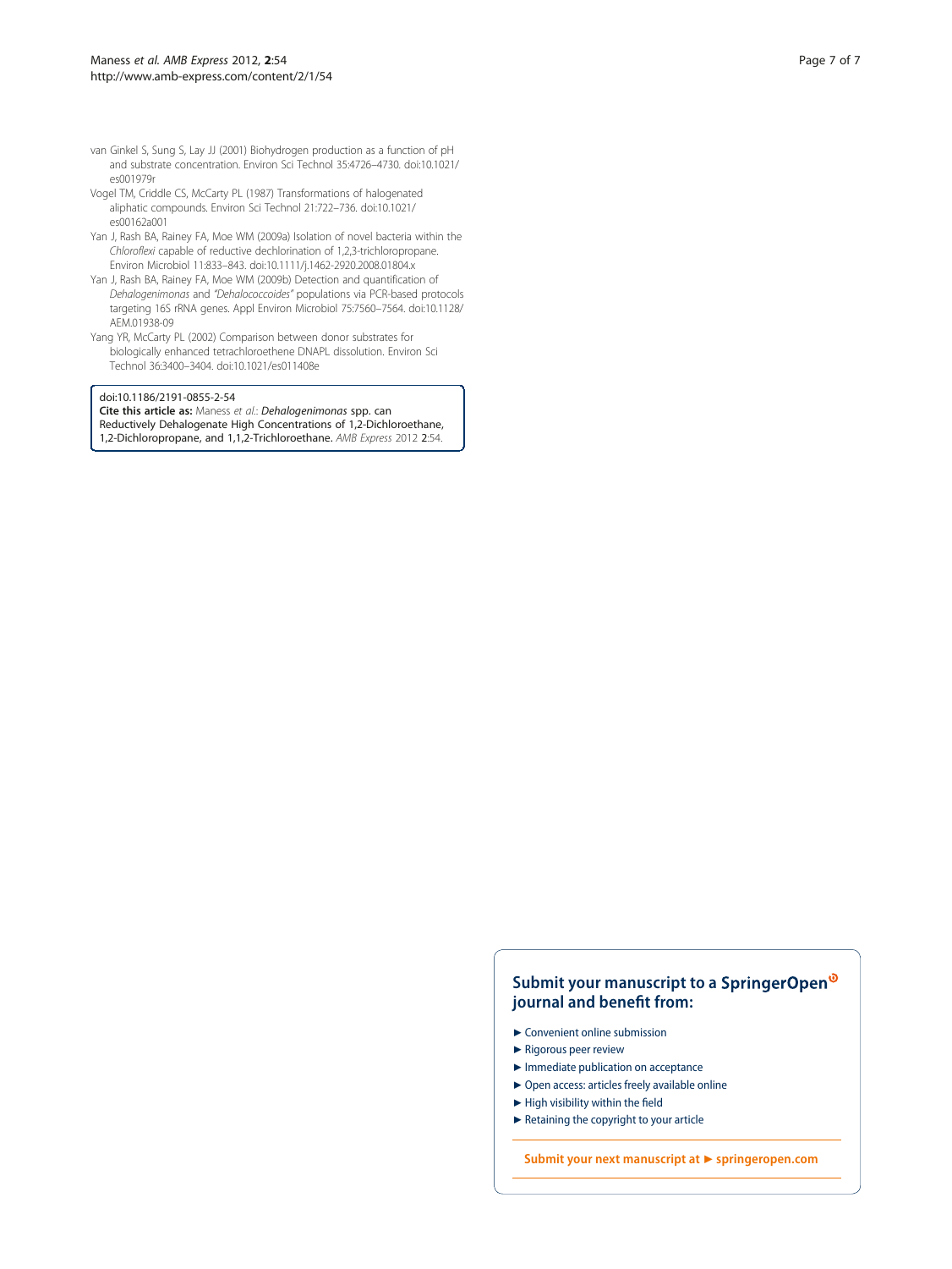van Ginkel S, Sung S, Lay JJ (2001) Biohydrogen production as a function of pH and substrate concentration. Environ Sci Technol 35:4726–4730. doi:10.1021/es001979r

Vogel TM, Criddle CS, McCarty PL (1987) Transformations of halogenated aliphatic compounds. Environ Sci Technol 21:722–736. doi:10.1021/es00162a001

Yan J, Rash BA, Rainey FA, Moe WM (2009a) Isolation of novel bacteria within the *Chloroflexi* capable of reductive dechlorination of 1,2,3-trichloropropane. Environ Microbiol 11:833–843. doi:10.1111/j.1462-2920.2008.01804.x

Yan J, Rash BA, Rainey FA, Moe WM (2009b) Detection and quantification of *Dehalogenimonas* and *"Dehalococcoides"* populations via PCR-based protocols targeting 16S rRNA genes. Appl Environ Microbiol 75:7560–7564. doi:10.1128/AEM.01938-09

Yang YR, McCarty PL (2002) Comparison between donor substrates for biologically enhanced tetrachloroethene DNAPL dissolution. Environ Sci Technol 36:3400–3404. doi:10.1021/es011408e

doi:10.1186/2191-0855-2-54

**Cite this article as:** Maness *et al.*: *Dehalogenimonas* spp. can Reductively Dehalogenate High Concentrations of 1,2-Dichloroethane, 1,2-Dichloropropane, and 1,1,2-Trichloroethane. *AMB Express* 2012 **2**:54.

**Submit your manuscript to a SpringerOpen journal and benefit from:**

- ► Convenient online submission
- ► Rigorous peer review
- ► Immediate publication on acceptance
- ► Open access: articles freely available online
- ► High visibility within the field
- ► Retaining the copyright to your article

**Submit your next manuscript at ► springeropen.com**